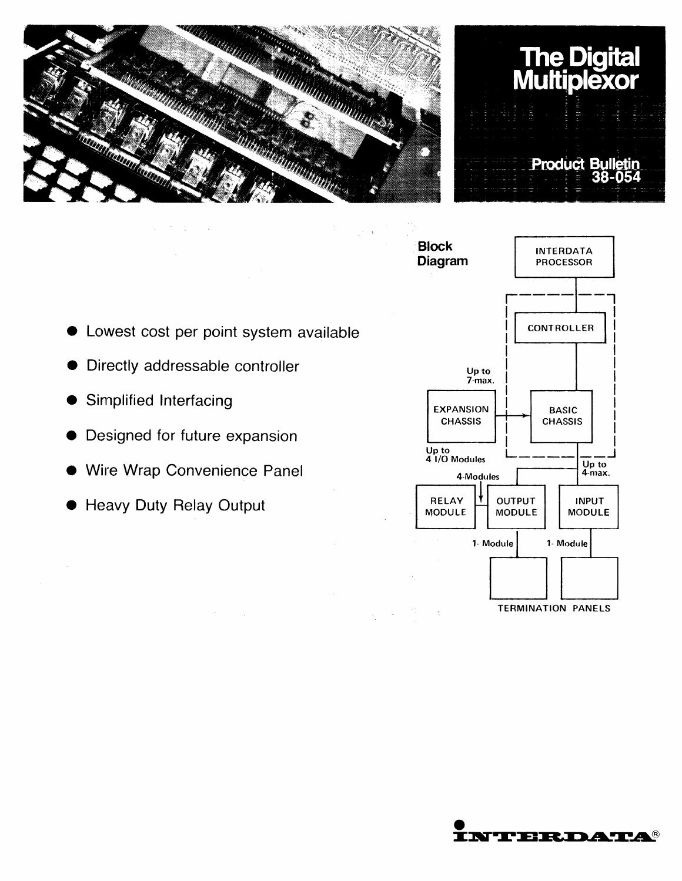# The Digital Multiplexor

**Product Bulletin 38-054**

- Lowest cost per point system available
- Directly addressable controller
- Simplified Interfacing
- Designed for future expansion
- Wire Wrap Convenience Panel
- Heavy Duty Relay Output

## Block Diagram

INTERDATA PROCESSOR

CONTROLLER

Up to 7-max.

EXPANSION CHASSIS

BASIC CHASSIS

Up to 4 I/O Modules

Up to 4-max.

4-Modules

RELAY MODULE

OUTPUT MODULE

INPUT MODULE

1- Module

1- Module

TERMINATION PANELS

INTERDATA®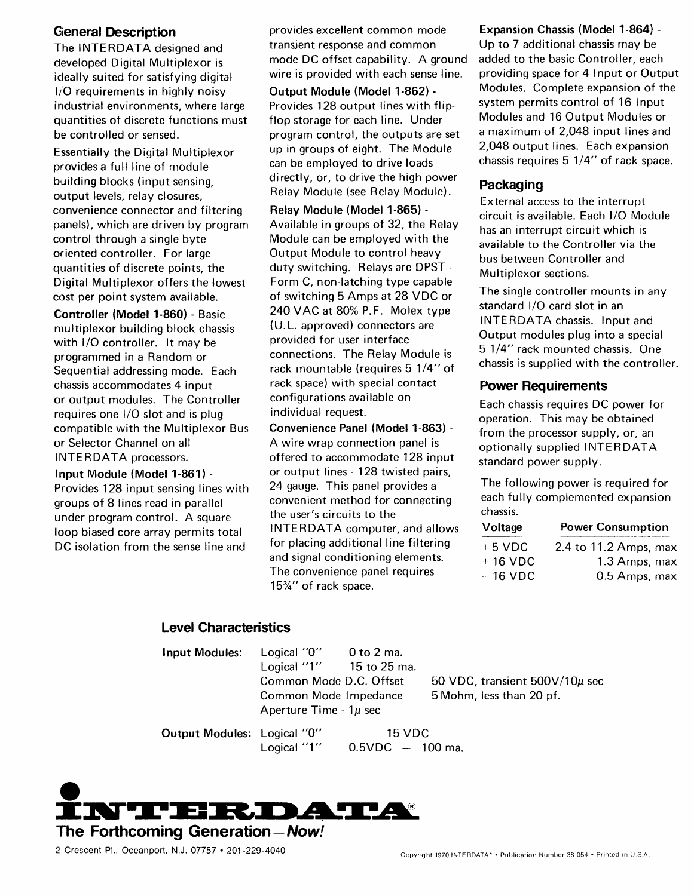## General Description

The INTERDATA designed and developed Digital Multiplexor is ideally suited for satisfying digital I/O requirements in highly noisy industrial environments, where large quantities of discrete functions must be controlled or sensed.

Essentially the Digital Multiplexor provides a full line of module building blocks (input sensing, output levels, relay closures, convenience connector and filtering panels), which are driven by program control through a single byte oriented controller. For large quantities of discrete points, the Digital Multiplexor offers the lowest cost per point system available.

**Controller (Model 1-860)** - Basic multiplexor building block chassis with I/O controller. It may be programmed in a Random or Sequential addressing mode. Each chassis accommodates 4 input or output modules. The Controller requires one I/O slot and is plug compatible with the Multiplexor Bus or Selector Channel on all INTERDATA processors.

**Input Module (Model 1-861)** - Provides 128 input sensing lines with groups of 8 lines read in parallel under program control. A square loop biased core array permits total DC isolation from the sense line and provides excellent common mode transient response and common mode DC offset capability. A ground wire is provided with each sense line.

**Output Module (Model 1-862)** - Provides 128 output lines with flip-flop storage for each line. Under program control, the outputs are set up in groups of eight. The Module can be employed to drive loads directly, or, to drive the high power Relay Module (see Relay Module).

**Relay Module (Model 1-865)** - Available in groups of 32, the Relay Module can be employed with the Output Module to control heavy duty switching. Relays are DPST - Form C, non-latching type capable of switching 5 Amps at 28 VDC or 240 VAC at 80% P.F. Molex type (U.L. approved) connectors are provided for user interface connections. The Relay Module is rack mountable (requires 5 1/4" of rack space) with special contact configurations available on individual request.

**Convenience Panel (Model 1-863)** - A wire wrap connection panel is offered to accommodate 128 input or output lines - 128 twisted pairs, 24 gauge. This panel provides a convenient method for connecting the user's circuits to the INTERDATA computer, and allows for placing additional line filtering and signal conditioning elements. The convenience panel requires 15¾" of rack space.

**Expansion Chassis (Model 1-864)** - Up to 7 additional chassis may be added to the basic Controller, each providing space for 4 Input or Output Modules. Complete expansion of the system permits control of 16 Input Modules and 16 Output Modules or a maximum of 2,048 input lines and 2,048 output lines. Each expansion chassis requires 5 1/4" of rack space.

## Packaging

External access to the interrupt circuit is available. Each I/O Module has an interrupt circuit which is available to the Controller via the bus between Controller and Multiplexor sections.

The single controller mounts in any standard I/O card slot in an INTERDATA chassis. Input and Output modules plug into a special 5 1/4" rack mounted chassis. One chassis is supplied with the controller.

## Power Requirements

Each chassis requires DC power for operation. This may be obtained from the processor supply, or, an optionally supplied INTERDATA standard power supply.

The following power is required for each fully complemented expansion chassis.

| Voltage | Power Consumption |
|---|---|
| +5 VDC | 2.4 to 11.2 Amps, max |
| +16 VDC | 1.3 Amps, max |
| -16 VDC | 0.5 Amps, max |

## Level Characteristics

| | | | |
|---|---|---|---|
| **Input Modules:** | Logical "0" | 0 to 2 ma. | |
| | Logical "1" | 15 to 25 ma. | |
| | Common Mode D.C. Offset | | 50 VDC, transient 500V/10$\mu$ sec |
| | Common Mode Impedance | | 5 Mohm, less than 20 pf. |
| | Aperture Time - 1$\mu$ sec | | |
| **Output Modules:** | Logical "0" | 15 VDC | |
| | Logical "1" | 0.5VDC — 100 ma. | |

**INTERDATA®**

**The Forthcoming Generation — *Now!***

2 Crescent Pl., Oceanport, N.J. 07757 • 201-229-4040

Copyright 1970 INTERDATA® • Publication Number 38-054 • Printed in U.S.A.